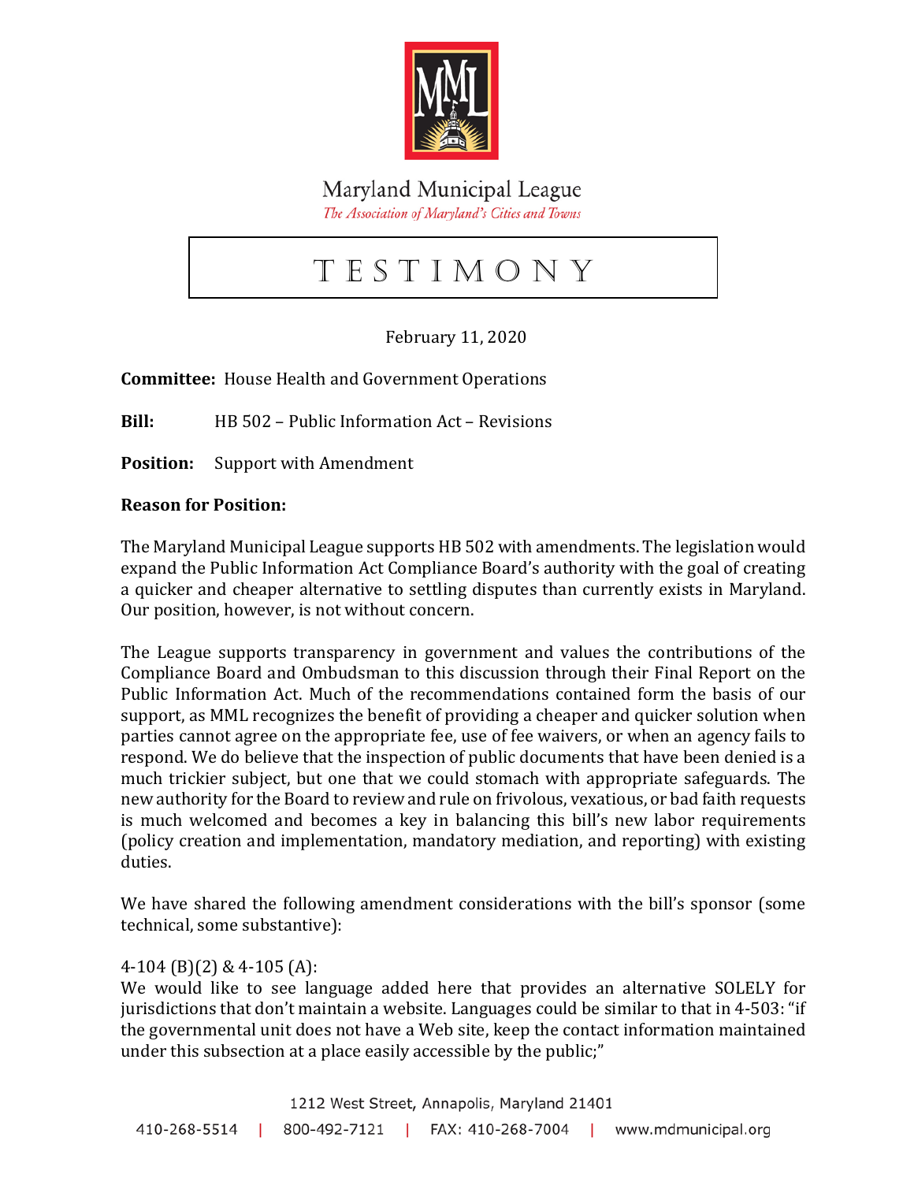Maryland Municipal League

*The Association of Maryland's Cities and Towns*

# TESTIMONY

February 11, 2020

**Committee:** House Health and Government Operations

**Bill:** HB 502 – Public Information Act – Revisions

**Position:** Support with Amendment

**Reason for Position:**

The Maryland Municipal League supports HB 502 with amendments. The legislation would expand the Public Information Act Compliance Board's authority with the goal of creating a quicker and cheaper alternative to settling disputes than currently exists in Maryland. Our position, however, is not without concern.

The League supports transparency in government and values the contributions of the Compliance Board and Ombudsman to this discussion through their Final Report on the Public Information Act. Much of the recommendations contained form the basis of our support, as MML recognizes the benefit of providing a cheaper and quicker solution when parties cannot agree on the appropriate fee, use of fee waivers, or when an agency fails to respond. We do believe that the inspection of public documents that have been denied is a much trickier subject, but one that we could stomach with appropriate safeguards. The new authority for the Board to review and rule on frivolous, vexatious, or bad faith requests is much welcomed and becomes a key in balancing this bill's new labor requirements (policy creation and implementation, mandatory mediation, and reporting) with existing duties.

We have shared the following amendment considerations with the bill's sponsor (some technical, some substantive):

4-104 (B)(2) & 4-105 (A):
We would like to see language added here that provides an alternative SOLELY for jurisdictions that don't maintain a website. Languages could be similar to that in 4-503: "if the governmental unit does not have a Web site, keep the contact information maintained under this subsection at a place easily accessible by the public;"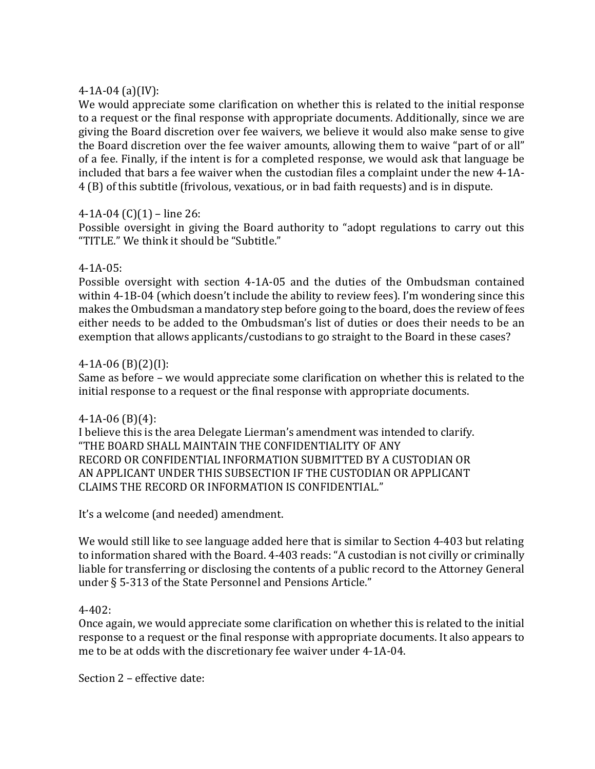4-1A-04 (a)(IV):

We would appreciate some clarification on whether this is related to the initial response to a request or the final response with appropriate documents. Additionally, since we are giving the Board discretion over fee waivers, we believe it would also make sense to give the Board discretion over the fee waiver amounts, allowing them to waive "part of or all" of a fee. Finally, if the intent is for a completed response, we would ask that language be included that bars a fee waiver when the custodian files a complaint under the new 4-1A-4 (B) of this subtitle (frivolous, vexatious, or in bad faith requests) and is in dispute.

4-1A-04 (C)(1) – line 26:

Possible oversight in giving the Board authority to "adopt regulations to carry out this "TITLE." We think it should be "Subtitle."

4-1A-05:

Possible oversight with section 4-1A-05 and the duties of the Ombudsman contained within 4-1B-04 (which doesn't include the ability to review fees). I'm wondering since this makes the Ombudsman a mandatory step before going to the board, does the review of fees either needs to be added to the Ombudsman's list of duties or does their needs to be an exemption that allows applicants/custodians to go straight to the Board in these cases?

4-1A-06 (B)(2)(I):

Same as before – we would appreciate some clarification on whether this is related to the initial response to a request or the final response with appropriate documents.

4-1A-06 (B)(4):

I believe this is the area Delegate Lierman's amendment was intended to clarify. "THE BOARD SHALL MAINTAIN THE CONFIDENTIALITY OF ANY RECORD OR CONFIDENTIAL INFORMATION SUBMITTED BY A CUSTODIAN OR AN APPLICANT UNDER THIS SUBSECTION IF THE CUSTODIAN OR APPLICANT CLAIMS THE RECORD OR INFORMATION IS CONFIDENTIAL."

It's a welcome (and needed) amendment.

We would still like to see language added here that is similar to Section 4-403 but relating to information shared with the Board. 4-403 reads: "A custodian is not civilly or criminally liable for transferring or disclosing the contents of a public record to the Attorney General under § 5-313 of the State Personnel and Pensions Article."

4-402:

Once again, we would appreciate some clarification on whether this is related to the initial response to a request or the final response with appropriate documents. It also appears to me to be at odds with the discretionary fee waiver under 4-1A-04.

Section 2 – effective date: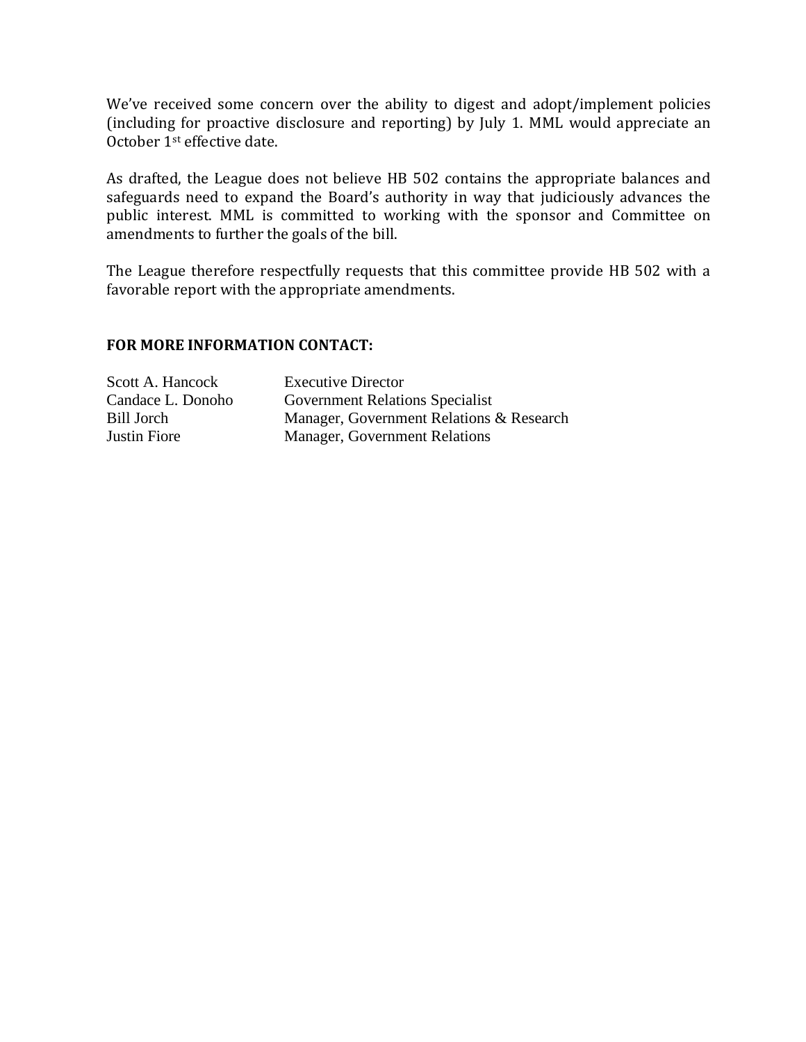We've received some concern over the ability to digest and adopt/implement policies (including for proactive disclosure and reporting) by July 1. MML would appreciate an October 1st effective date.

As drafted, the League does not believe HB 502 contains the appropriate balances and safeguards need to expand the Board's authority in way that judiciously advances the public interest. MML is committed to working with the sponsor and Committee on amendments to further the goals of the bill.

The League therefore respectfully requests that this committee provide HB 502 with a favorable report with the appropriate amendments.

**FOR MORE INFORMATION CONTACT:**

| | |
|---|---|
| Scott A. Hancock | Executive Director |
| Candace L. Donoho | Government Relations Specialist |
| Bill Jorch | Manager, Government Relations & Research |
| Justin Fiore | Manager, Government Relations |